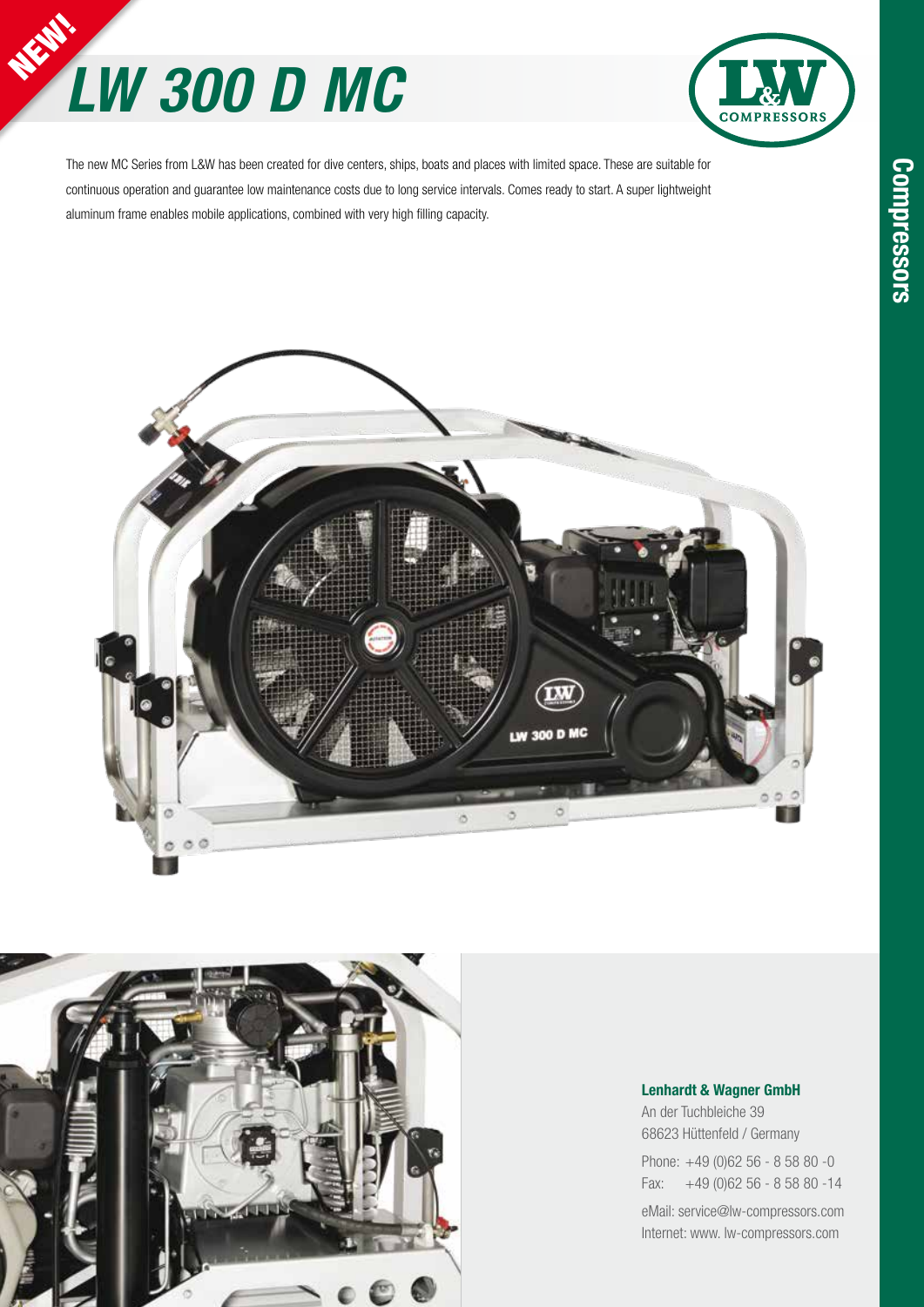NEW!

# LW 300 D MC

The new MC Series from L&W has been created for dive centers, ships, boats and places with limited space. These are suitable for continuous operation and guarantee low maintenance costs due to long service intervals. Comes ready to start. A super lightweight aluminum frame enables mobile applications, combined with very high filling capacity.

**Lenhardt & Wagner GmbH**
An der Tuchbleiche 39
68623 Hüttenfeld / Germany

Phone: +49 (0)62 56 - 8 58 80 -0
Fax: +49 (0)62 56 - 8 58 80 -14

eMail: service@lw-compressors.com
Internet: www. lw-compressors.com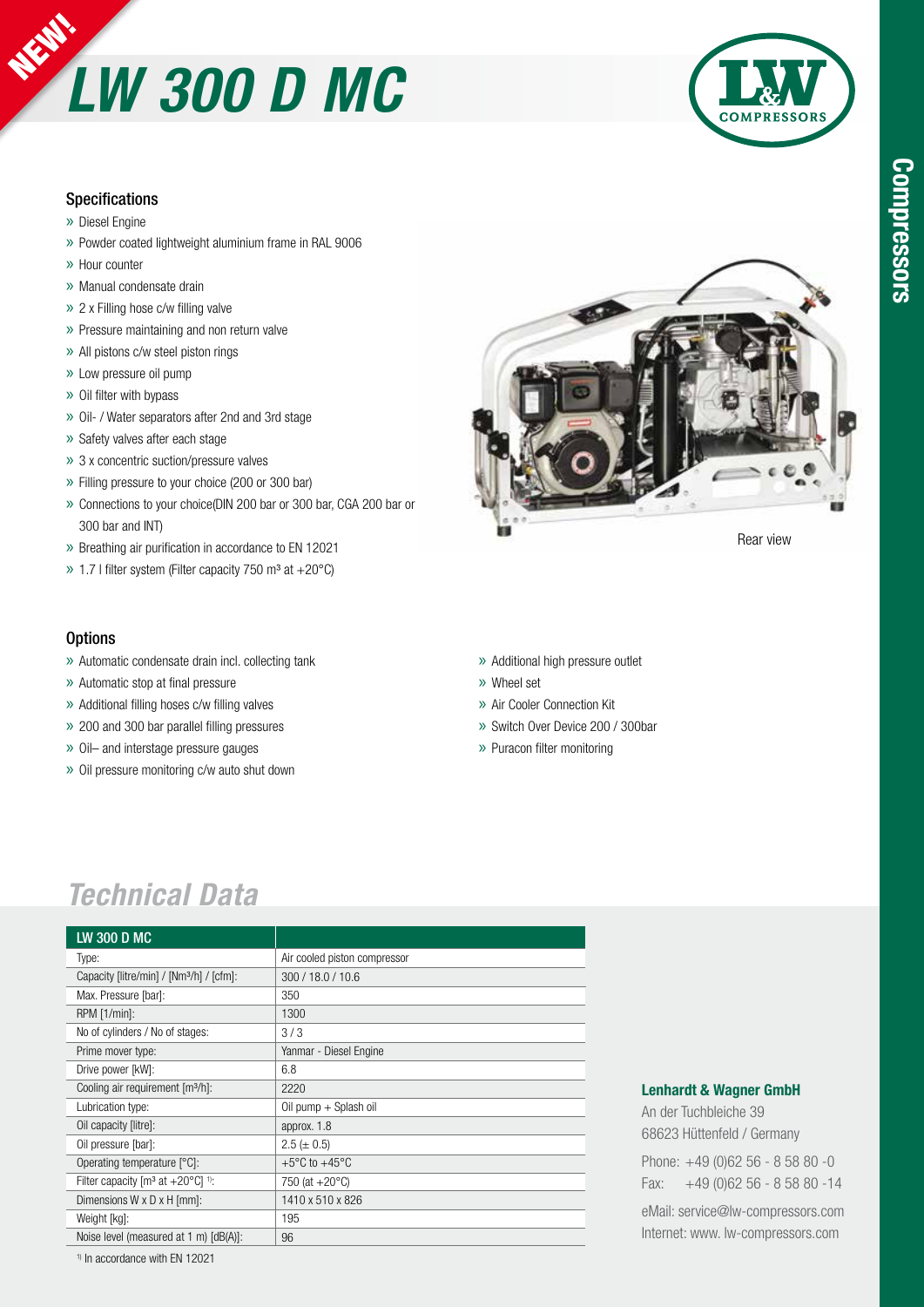NEW!

# LW 300 D MC

## Specifications

- Diesel Engine
- Powder coated lightweight aluminium frame in RAL 9006
- Hour counter
- Manual condensate drain
- 2 x Filling hose c/w filling valve
- Pressure maintaining and non return valve
- All pistons c/w steel piston rings
- Low pressure oil pump
- Oil filter with bypass
- Oil- / Water separators after 2nd and 3rd stage
- Safety valves after each stage
- 3 x concentric suction/pressure valves
- Filling pressure to your choice (200 or 300 bar)
- Connections to your choice(DIN 200 bar or 300 bar, CGA 200 bar or 300 bar and INT)
- Breathing air purification in accordance to EN 12021
- 1.7 l filter system (Filter capacity 750 m³ at +20°C)

Rear view

## Options

- Automatic condensate drain incl. collecting tank
- Automatic stop at final pressure
- Additional filling hoses c/w filling valves
- 200 and 300 bar parallel filling pressures
- Oil– and interstage pressure gauges
- Oil pressure monitoring c/w auto shut down
- Additional high pressure outlet
- Wheel set
- Air Cooler Connection Kit
- Switch Over Device 200 / 300bar
- Puracon filter monitoring

## Technical Data

| LW 300 D MC | |
|---|---|
| Type: | Air cooled piston compressor |
| Capacity [litre/min] / [Nm³/h] / [cfm]: | 300 / 18.0 / 10.6 |
| Max. Pressure [bar]: | 350 |
| RPM [1/min]: | 1300 |
| No of cylinders / No of stages: | 3 / 3 |
| Prime mover type: | Yanmar - Diesel Engine |
| Drive power [kW]: | 6.8 |
| Cooling air requirement [m³/h]: | 2220 |
| Lubrication type: | Oil pump + Splash oil |
| Oil capacity [litre]: | approx. 1.8 |
| Oil pressure [bar]: | 2.5 (± 0.5) |
| Operating temperature [°C]: | +5°C to +45°C |
| Filter capacity [m³ at +20°C] [1]: | 750 (at +20°C) |
| Dimensions W x D x H [mm]: | 1410 x 510 x 826 |
| Weight [kg]: | 195 |
| Noise level (measured at 1 m) [dB(A)]: | 96 |

[1] In accordance with EN 12021

**Lenhardt & Wagner GmbH**
An der Tuchbleiche 39
68623 Hüttenfeld / Germany

Phone: +49 (0)62 56 - 8 58 80 -0
Fax: +49 (0)62 56 - 8 58 80 -14

eMail: service@lw-compressors.com
Internet: www. lw-compressors.com